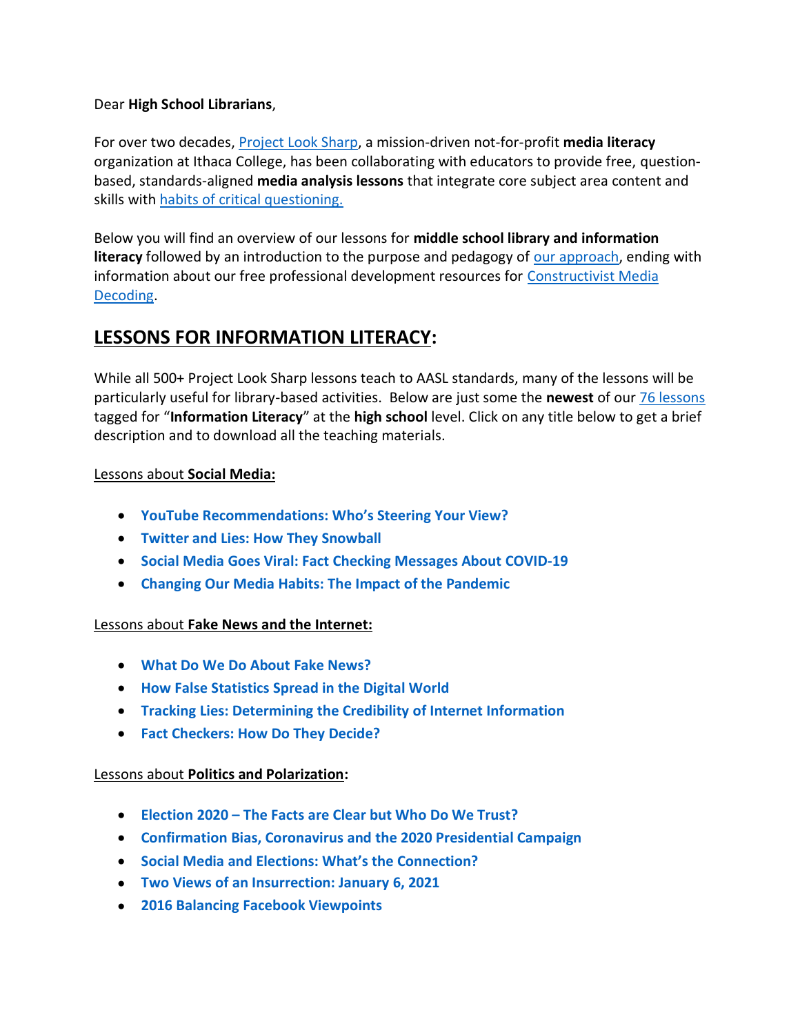Dear **High School Librarians**,

For over two decades, Project Look Sharp, a mission-driven not-for-profit **media literacy** organization at Ithaca College, has been collaborating with educators to provide free, question-based, standards-aligned **media analysis lessons** that integrate core subject area content and skills with habits of critical questioning.

Below you will find an overview of our lessons for **middle school library and information literacy** followed by an introduction to the purpose and pedagogy of our approach, ending with information about our free professional development resources for Constructivist Media Decoding.

## LESSONS FOR INFORMATION LITERACY:

While all 500+ Project Look Sharp lessons teach to AASL standards, many of the lessons will be particularly useful for library-based activities. Below are just some the **newest** of our 76 lessons tagged for "**Information Literacy**" at the **high school** level. Click on any title below to get a brief description and to download all the teaching materials.

Lessons about **Social Media:**

- **YouTube Recommendations: Who's Steering Your View?**
- **Twitter and Lies: How They Snowball**
- **Social Media Goes Viral: Fact Checking Messages About COVID-19**
- **Changing Our Media Habits: The Impact of the Pandemic**

Lessons about **Fake News and the Internet:**

- **What Do We Do About Fake News?**
- **How False Statistics Spread in the Digital World**
- **Tracking Lies: Determining the Credibility of Internet Information**
- **Fact Checkers: How Do They Decide?**

Lessons about **Politics and Polarization**:

- **Election 2020 – The Facts are Clear but Who Do We Trust?**
- **Confirmation Bias, Coronavirus and the 2020 Presidential Campaign**
- **Social Media and Elections: What's the Connection?**
- **Two Views of an Insurrection: January 6, 2021**
- **2016 Balancing Facebook Viewpoints**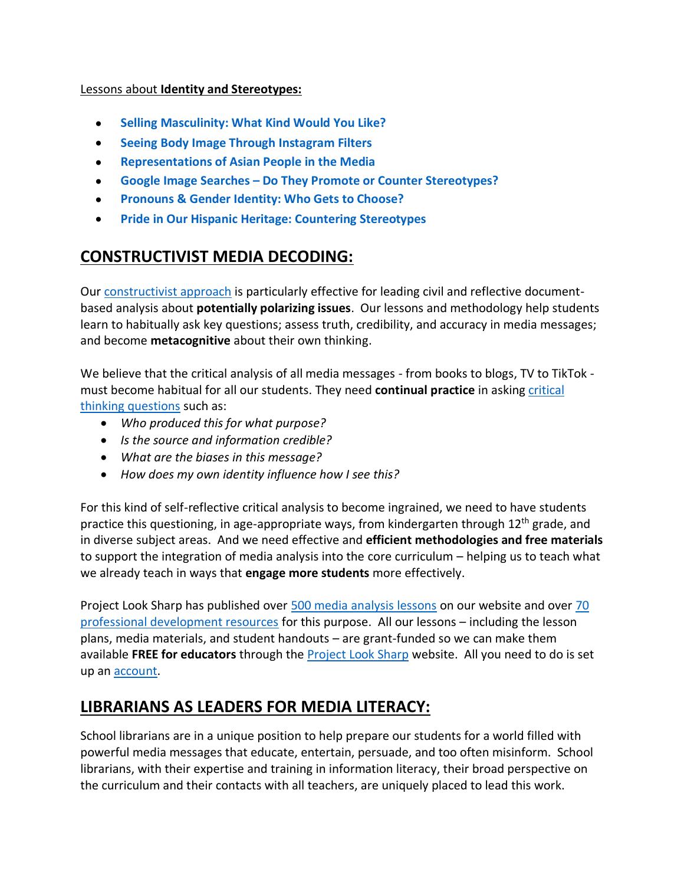Lessons about **Identity and Stereotypes:**

- **Selling Masculinity: What Kind Would You Like?**
- **Seeing Body Image Through Instagram Filters**
- **Representations of Asian People in the Media**
- **Google Image Searches – Do They Promote or Counter Stereotypes?**
- **Pronouns & Gender Identity: Who Gets to Choose?**
- **Pride in Our Hispanic Heritage: Countering Stereotypes**

## CONSTRUCTIVIST MEDIA DECODING:

Our constructivist approach is particularly effective for leading civil and reflective document-based analysis about **potentially polarizing issues**. Our lessons and methodology help students learn to habitually ask key questions; assess truth, credibility, and accuracy in media messages; and become **metacognitive** about their own thinking.

We believe that the critical analysis of all media messages - from books to blogs, TV to TikTok - must become habitual for all our students. They need **continual practice** in asking critical thinking questions such as:

- *Who produced this for what purpose?*
- *Is the source and information credible?*
- *What are the biases in this message?*
- *How does my own identity influence how I see this?*

For this kind of self-reflective critical analysis to become ingrained, we need to have students practice this questioning, in age-appropriate ways, from kindergarten through 12th grade, and in diverse subject areas. And we need effective and **efficient methodologies and free materials** to support the integration of media analysis into the core curriculum – helping us to teach what we already teach in ways that **engage more students** more effectively.

Project Look Sharp has published over 500 media analysis lessons on our website and over 70 professional development resources for this purpose. All our lessons – including the lesson plans, media materials, and student handouts – are grant-funded so we can make them available **FREE for educators** through the Project Look Sharp website. All you need to do is set up an account.

## LIBRARIANS AS LEADERS FOR MEDIA LITERACY:

School librarians are in a unique position to help prepare our students for a world filled with powerful media messages that educate, entertain, persuade, and too often misinform. School librarians, with their expertise and training in information literacy, their broad perspective on the curriculum and their contacts with all teachers, are uniquely placed to lead this work.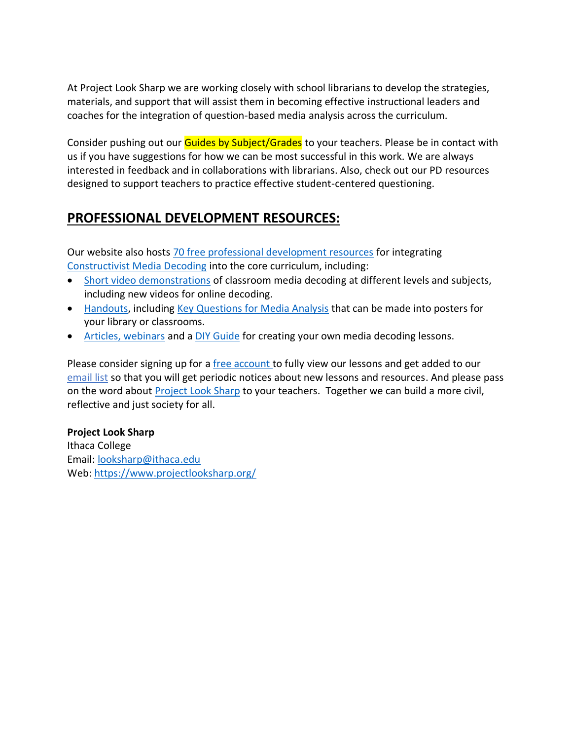At Project Look Sharp we are working closely with school librarians to develop the strategies, materials, and support that will assist them in becoming effective instructional leaders and coaches for the integration of question-based media analysis across the curriculum.

Consider pushing out our Guides by Subject/Grades to your teachers. Please be in contact with us if you have suggestions for how we can be most successful in this work. We are always interested in feedback and in collaborations with librarians. Also, check out our PD resources designed to support teachers to practice effective student-centered questioning.

## PROFESSIONAL DEVELOPMENT RESOURCES:

Our website also hosts 70 free professional development resources for integrating Constructivist Media Decoding into the core curriculum, including:

- Short video demonstrations of classroom media decoding at different levels and subjects, including new videos for online decoding.
- Handouts, including Key Questions for Media Analysis that can be made into posters for your library or classrooms.
- Articles, webinars and a DIY Guide for creating your own media decoding lessons.

Please consider signing up for a free account to fully view our lessons and get added to our email list so that you will get periodic notices about new lessons and resources. And please pass on the word about Project Look Sharp to your teachers. Together we can build a more civil, reflective and just society for all.

**Project Look Sharp**
Ithaca College
Email: lookshar p@ithaca.edu
Web: https://www.projectlooksharp.org/